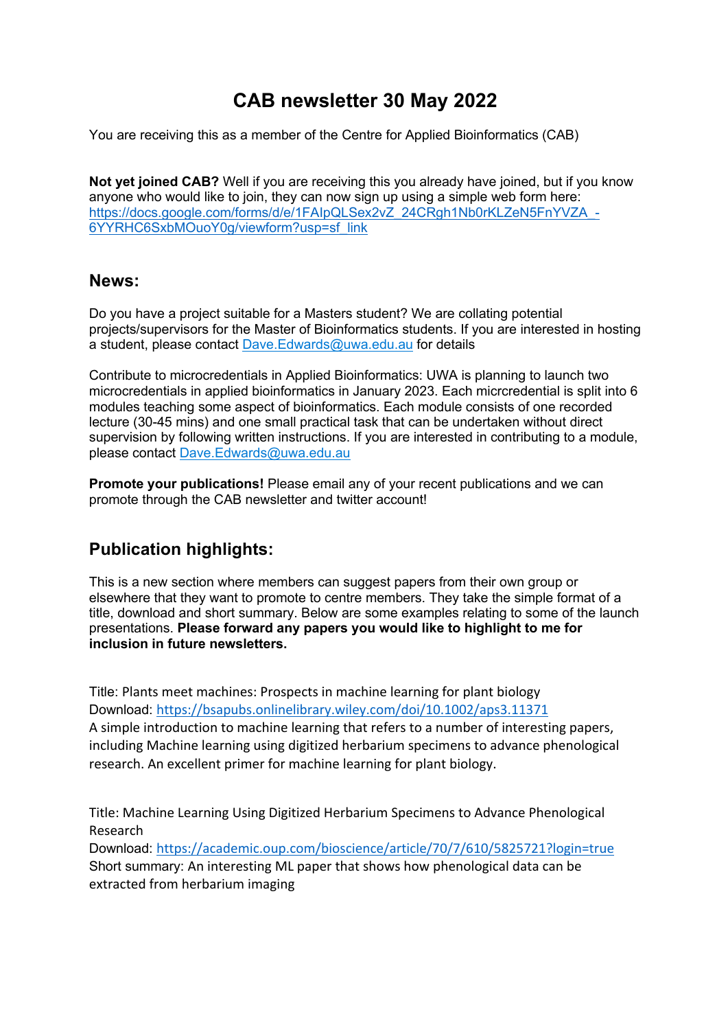# CAB newsletter 30 May 2022

You are receiving this as a member of the Centre for Applied Bioinformatics (CAB)

**Not yet joined CAB?** Well if you are receiving this you already have joined, but if you know anyone who would like to join, they can now sign up using a simple web form here: https://docs.google.com/forms/d/e/1FAIpQLSex2vZ_24CRgh1Nb0rKLZeN5FnYVZA_-6YYRHC6SxbMOuoY0g/viewform?usp=sf_link

## News:

Do you have a project suitable for a Masters student? We are collating potential projects/supervisors for the Master of Bioinformatics students. If you are interested in hosting a student, please contact Dave.Edwards@uwa.edu.au for details

Contribute to microcredentials in Applied Bioinformatics: UWA is planning to launch two microcredentials in applied bioinformatics in January 2023. Each micrcredential is split into 6 modules teaching some aspect of bioinformatics. Each module consists of one recorded lecture (30-45 mins) and one small practical task that can be undertaken without direct supervision by following written instructions. If you are interested in contributing to a module, please contact Dave.Edwards@uwa.edu.au

**Promote your publications!** Please email any of your recent publications and we can promote through the CAB newsletter and twitter account!

## Publication highlights:

This is a new section where members can suggest papers from their own group or elsewhere that they want to promote to centre members. They take the simple format of a title, download and short summary. Below are some examples relating to some of the launch presentations. **Please forward any papers you would like to highlight to me for inclusion in future newsletters.**

Title: Plants meet machines: Prospects in machine learning for plant biology
Download: https://bsapubs.onlinelibrary.wiley.com/doi/10.1002/aps3.11371
A simple introduction to machine learning that refers to a number of interesting papers, including Machine learning using digitized herbarium specimens to advance phenological research. An excellent primer for machine learning for plant biology.

Title: Machine Learning Using Digitized Herbarium Specimens to Advance Phenological Research
Download: https://academic.oup.com/bioscience/article/70/7/610/5825721?login=true
Short summary: An interesting ML paper that shows how phenological data can be extracted from herbarium imaging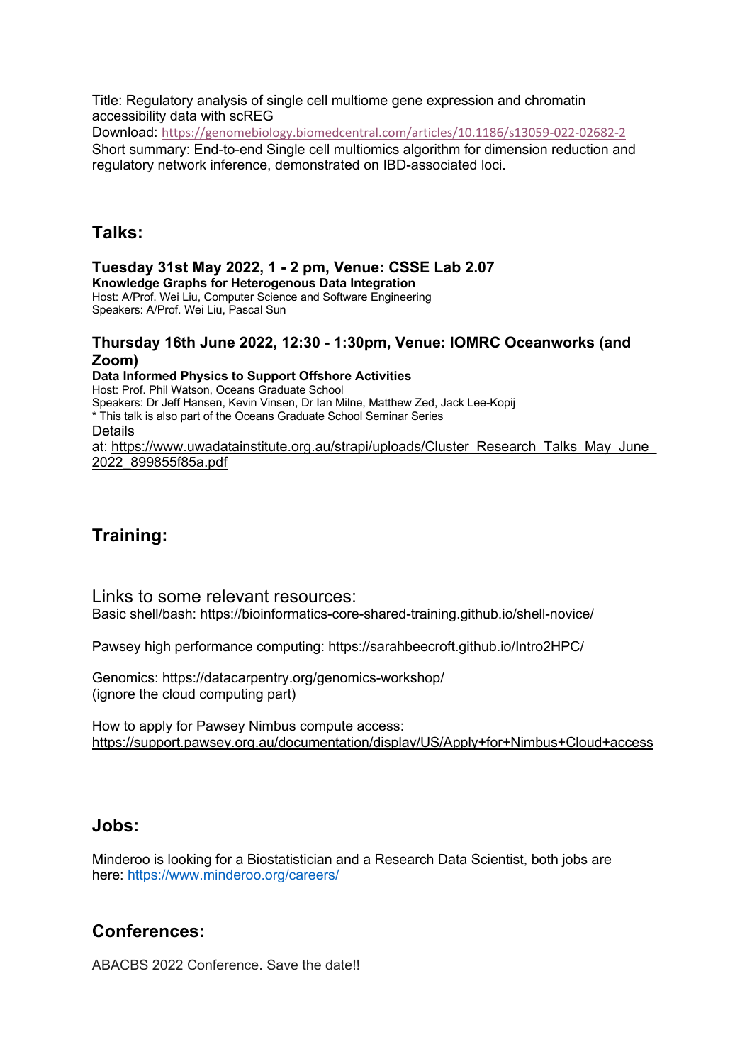Title: Regulatory analysis of single cell multiome gene expression and chromatin accessibility data with scREG
Download: https://genomebiology.biomedcentral.com/articles/10.1186/s13059-022-02682-2
Short summary: End-to-end Single cell multiomics algorithm for dimension reduction and regulatory network inference, demonstrated on IBD-associated loci.

## Talks:

### Tuesday 31st May 2022, 1 - 2 pm, Venue: CSSE Lab 2.07

**Knowledge Graphs for Heterogenous Data Integration**
Host: A/Prof. Wei Liu, Computer Science and Software Engineering
Speakers: A/Prof. Wei Liu, Pascal Sun

### Thursday 16th June 2022, 12:30 - 1:30pm, Venue: IOMRC Oceanworks (and Zoom)

**Data Informed Physics to Support Offshore Activities**
Host: Prof. Phil Watson, Oceans Graduate School
Speakers: Dr Jeff Hansen, Kevin Vinsen, Dr Ian Milne, Matthew Zed, Jack Lee-Kopij
* This talk is also part of the Oceans Graduate School Seminar Series
Details at: https://www.uwadatainstitute.org.au/strapi/uploads/Cluster_Research_Talks_May_June_2022_899855f85a.pdf

## Training:

Links to some relevant resources:
Basic shell/bash: https://bioinformatics-core-shared-training.github.io/shell-novice/

Pawsey high performance computing: https://sarahbeecroft.github.io/Intro2HPC/

Genomics: https://datacarpentry.org/genomics-workshop/
(ignore the cloud computing part)

How to apply for Pawsey Nimbus compute access:
https://support.pawsey.org.au/documentation/display/US/Apply+for+Nimbus+Cloud+access

## Jobs:

Minderoo is looking for a Biostatistician and a Research Data Scientist, both jobs are here: https://www.minderoo.org/careers/

## Conferences:

ABACBS 2022 Conference. Save the date!!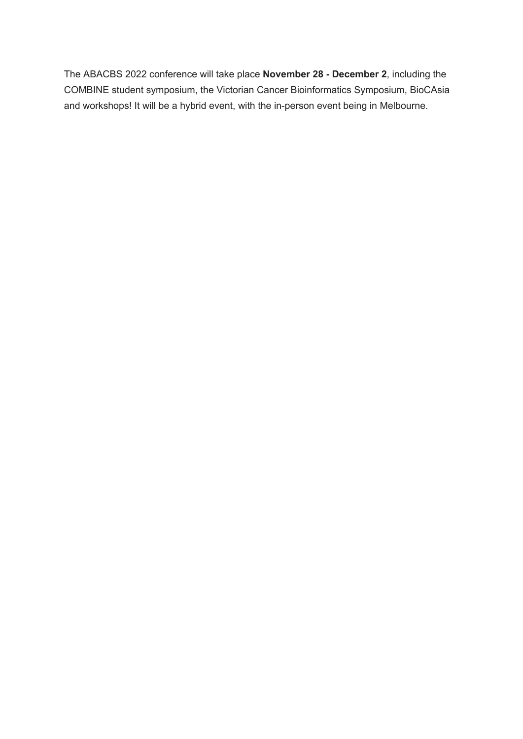The ABACBS 2022 conference will take place **November 28 - December 2**, including the COMBINE student symposium, the Victorian Cancer Bioinformatics Symposium, BioCAsia and workshops! It will be a hybrid event, with the in-person event being in Melbourne.